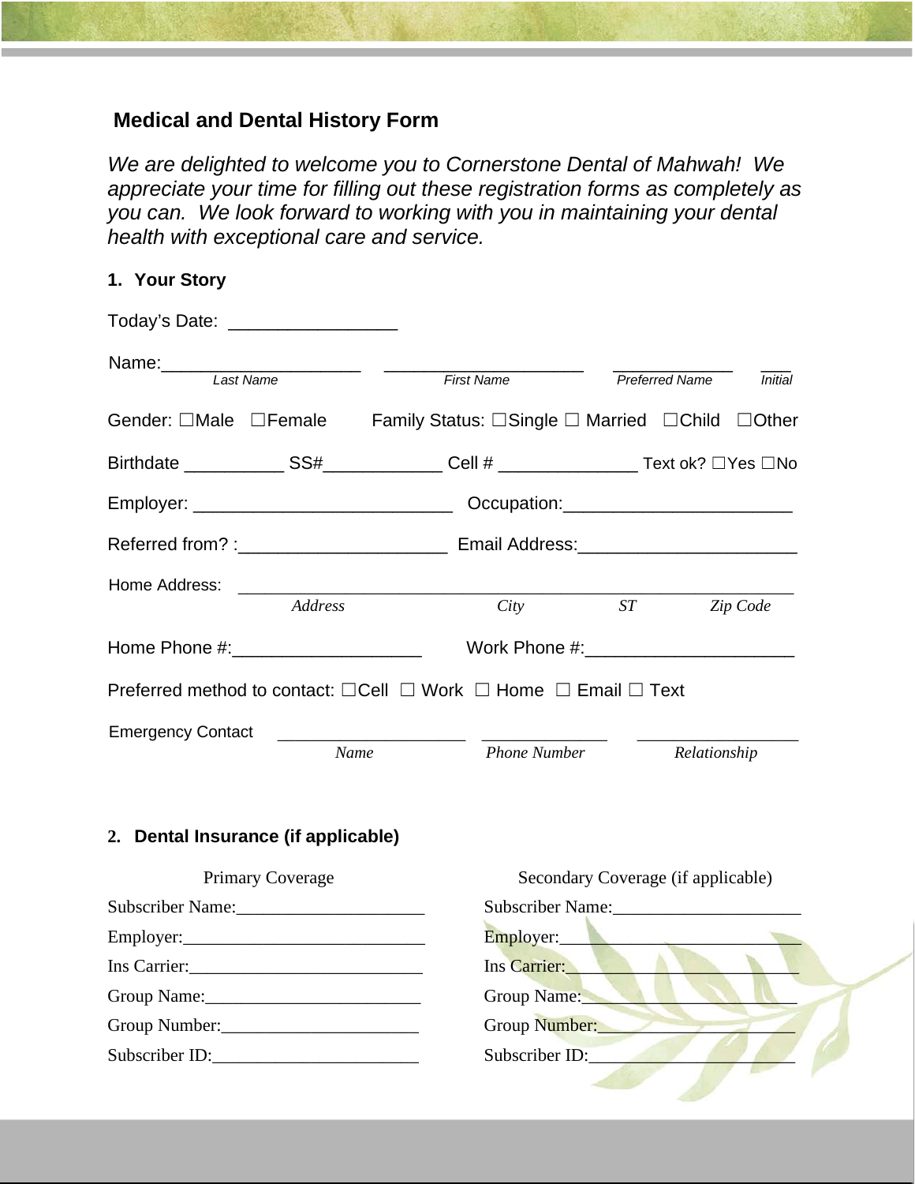## Medical and Dental History Form

*We are delighted to welcome you to Cornerstone Dental of Mahwah! We appreciate your time for filling out these registration forms as completely as you can. We look forward to working with you in maintaining your dental health with exceptional care and service.*

### 1. Your Story

Today's Date: _________________

Name:____________________ ____________________ ____________ ___
*Last Name* *First Name* *Preferred Name* *Initial*

Gender: ☐Male ☐Female Family Status: ☐Single ☐ Married ☐Child ☐Other

Birthdate __________ SS#____________ Cell # ______________ Text ok? ☐Yes ☐No

Employer: __________________________ Occupation:_______________________

Referred from? :_____________________ Email Address:______________________

Home Address: ____________________________________________________________
*Address* *City* *ST* *Zip Code*

Home Phone #:___________________ Work Phone #:_____________________

Preferred method to contact: ☐Cell ☐ Work ☐ Home ☐ Email ☐ Text

Emergency Contact ____________________ ______________ _________________
*Name* *Phone Number* *Relationship*

### 2. Dental Insurance (if applicable)

| Primary Coverage | Secondary Coverage (if applicable) |
|---|---|
| Subscriber Name:_____________________ | Subscriber Name:_____________________ |
| Employer:___________________________ | Employer:___________________________ |
| Ins Carrier:__________________________ | Ins Carrier:__________________________ |
| Group Name:________________________ | Group Name:________________________ |
| Group Number:______________________ | Group Number:______________________ |
| Subscriber ID:_______________________ | Subscriber ID:_______________________ |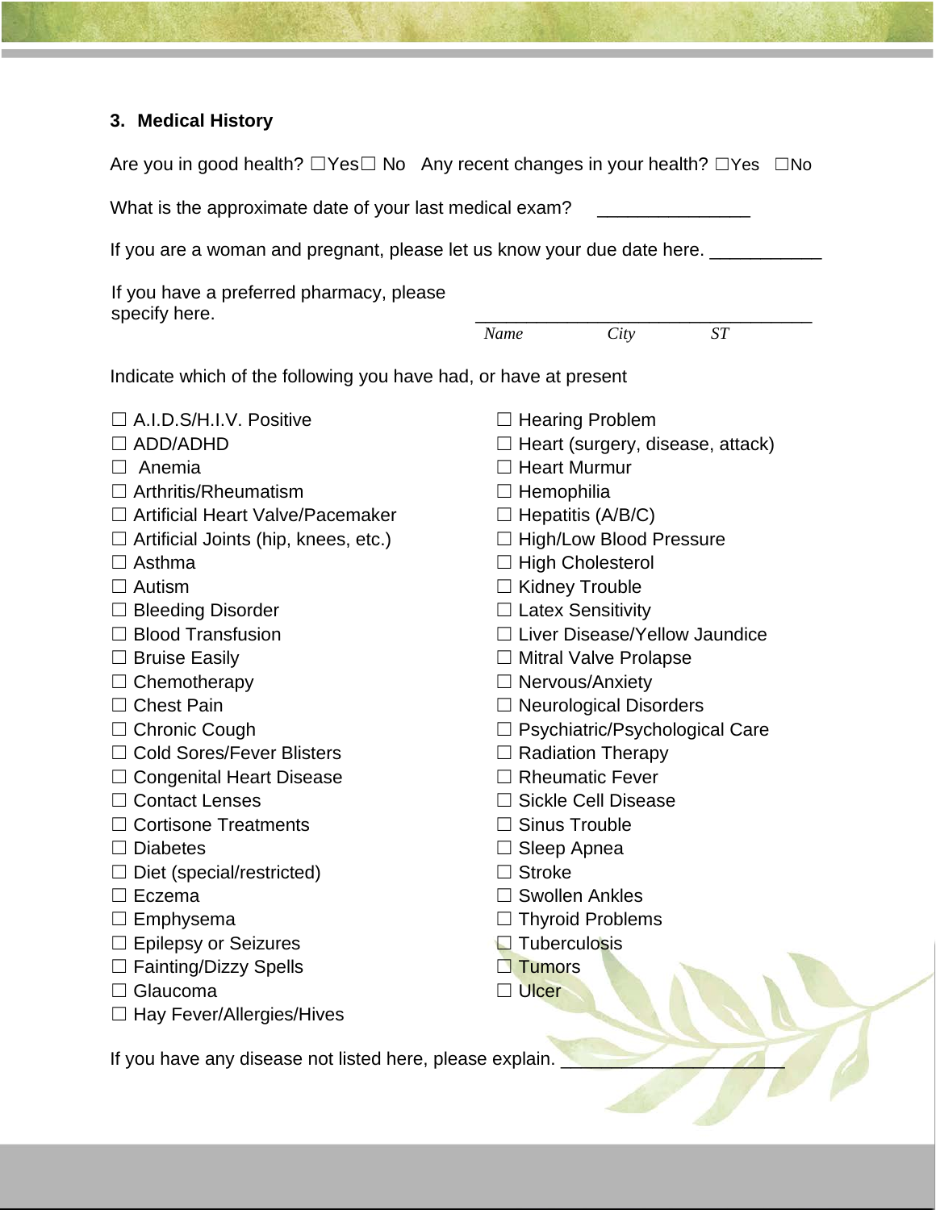### 3. Medical History

Are you in good health? ☐Yes☐ No   Any recent changes in your health? ☐Yes  ☐No

What is the approximate date of your last medical exam? _______________

If you are a woman and pregnant, please let us know your due date here. ___________

If you have a preferred pharmacy, please specify here. ___________________________________

*Name*   *City*   *ST*

Indicate which of the following you have had, or have at present

☐ A.I.D.S/H.I.V. Positive
☐ ADD/ADHD
☐ Anemia
☐ Arthritis/Rheumatism
☐ Artificial Heart Valve/Pacemaker
☐ Artificial Joints (hip, knees, etc.)
☐ Asthma
☐ Autism
☐ Bleeding Disorder
☐ Blood Transfusion
☐ Bruise Easily
☐ Chemotherapy
☐ Chest Pain
☐ Chronic Cough
☐ Cold Sores/Fever Blisters
☐ Congenital Heart Disease
☐ Contact Lenses
☐ Cortisone Treatments
☐ Diabetes
☐ Diet (special/restricted)
☐ Eczema
☐ Emphysema
☐ Epilepsy or Seizures
☐ Fainting/Dizzy Spells
☐ Glaucoma
☐ Hay Fever/Allergies/Hives
☐ Hearing Problem
☐ Heart (surgery, disease, attack)
☐ Heart Murmur
☐ Hemophilia
☐ Hepatitis (A/B/C)
☐ High/Low Blood Pressure
☐ High Cholesterol
☐ Kidney Trouble
☐ Latex Sensitivity
☐ Liver Disease/Yellow Jaundice
☐ Mitral Valve Prolapse
☐ Nervous/Anxiety
☐ Neurological Disorders
☐ Psychiatric/Psychological Care
☐ Radiation Therapy
☐ Rheumatic Fever
☐ Sickle Cell Disease
☐ Sinus Trouble
☐ Sleep Apnea
☐ Stroke
☐ Swollen Ankles
☐ Thyroid Problems
☐ Tuberculosis
☐ Tumors
☐ Ulcer

If you have any disease not listed here, please explain. ______________________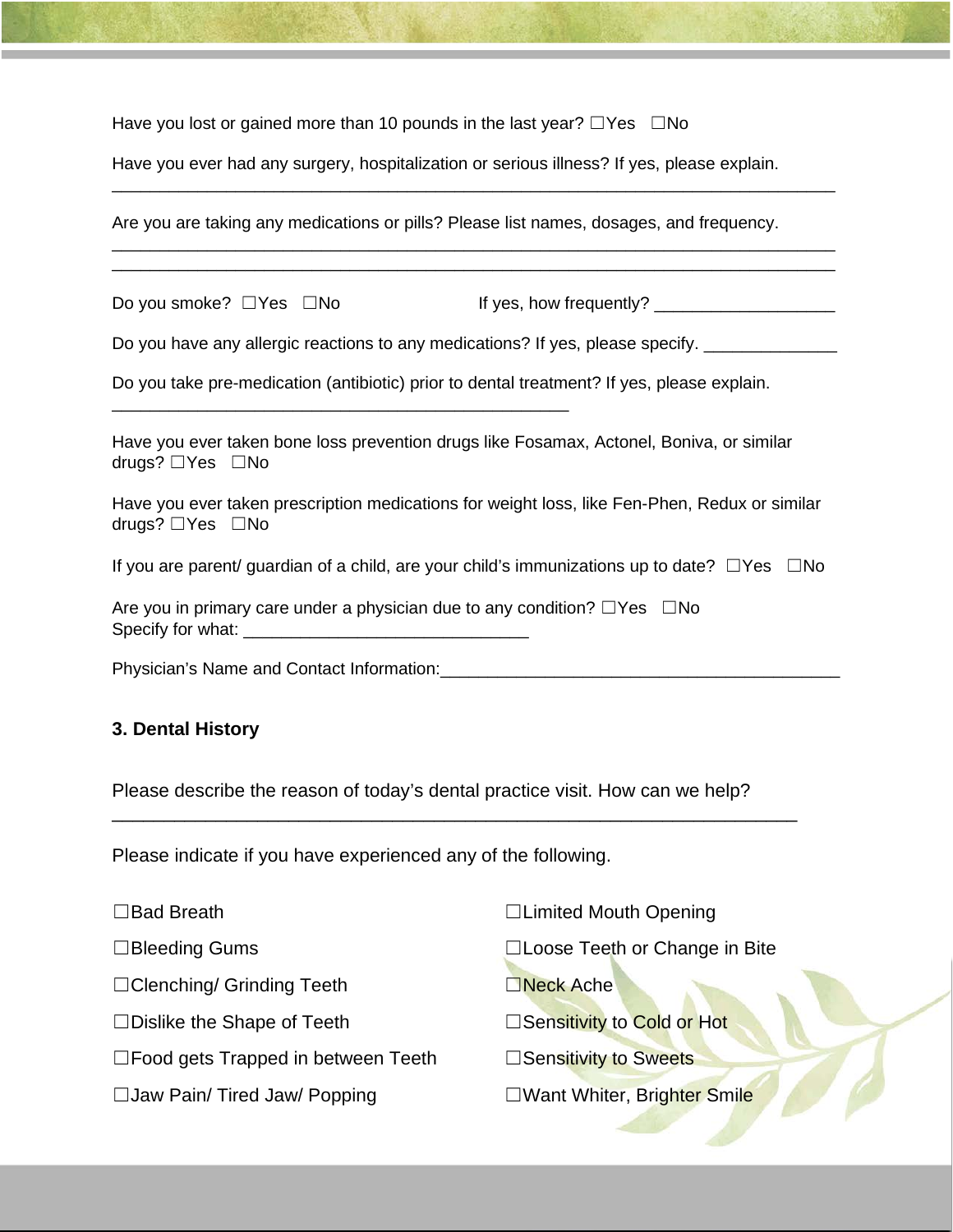Have you lost or gained more than 10 pounds in the last year? ☐Yes ☐No

Have you ever had any surgery, hospitalization or serious illness? If yes, please explain.
_______________________________________________________________________________

Are you are taking any medications or pills? Please list names, dosages, and frequency.
_______________________________________________________________________________
_______________________________________________________________________________

Do you smoke? ☐Yes ☐No If yes, how frequently? ___________________

Do you have any allergic reactions to any medications? If yes, please specify. ______________

Do you take pre-medication (antibiotic) prior to dental treatment? If yes, please explain.
__________________________________________________

Have you ever taken bone loss prevention drugs like Fosamax, Actonel, Boniva, or similar drugs? ☐Yes ☐No

Have you ever taken prescription medications for weight loss, like Fen-Phen, Redux or similar drugs? ☐Yes ☐No

If you are parent/ guardian of a child, are your child's immunizations up to date? ☐Yes ☐No

Are you in primary care under a physician due to any condition? ☐Yes ☐No
Specify for what: ______________________________

Physician's Name and Contact Information:__________________________________________

### 3. Dental History

Please describe the reason of today's dental practice visit. How can we help?
__________________________________________________________________________

Please indicate if you have experienced any of the following.

- ☐Bad Breath
- ☐Bleeding Gums
- ☐Clenching/ Grinding Teeth
- ☐Dislike the Shape of Teeth
- ☐Food gets Trapped in between Teeth
- ☐Jaw Pain/ Tired Jaw/ Popping
- ☐Limited Mouth Opening
- ☐Loose Teeth or Change in Bite
- ☐Neck Ache
- ☐Sensitivity to Cold or Hot
- ☐Sensitivity to Sweets
- ☐Want Whiter, Brighter Smile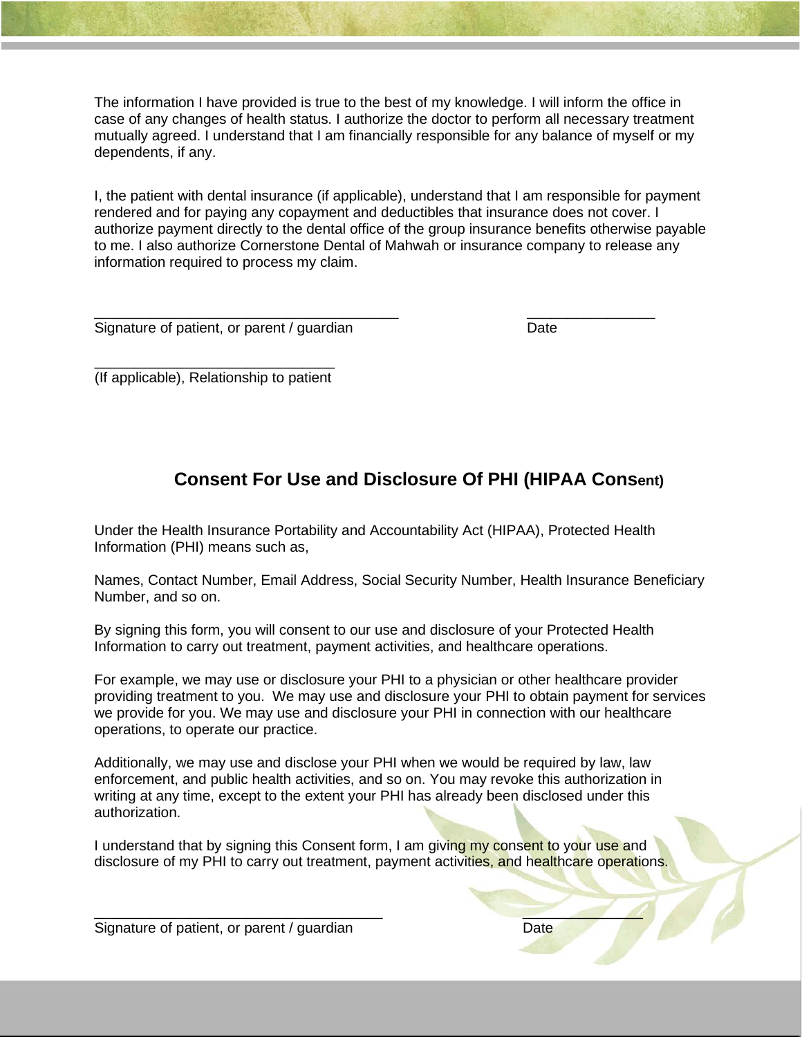The information I have provided is true to the best of my knowledge. I will inform the office in case of any changes of health status. I authorize the doctor to perform all necessary treatment mutually agreed. I understand that I am financially responsible for any balance of myself or my dependents, if any.

I, the patient with dental insurance (if applicable), understand that I am responsible for payment rendered and for paying any copayment and deductibles that insurance does not cover. I authorize payment directly to the dental office of the group insurance benefits otherwise payable to me. I also authorize Cornerstone Dental of Mahwah or insurance company to release any information required to process my claim.

\_\_\_\_\_\_\_\_\_\_\_\_\_\_\_\_\_\_\_\_\_\_\_\_\_\_\_\_\_\_\_\_\_\_\_\_\_\_ \_\_\_\_\_\_\_\_\_\_\_\_\_\_\_\_

Signature of patient, or parent / guardian Date

\_\_\_\_\_\_\_\_\_\_\_\_\_\_\_\_\_\_\_\_\_\_\_\_\_\_\_\_\_\_

(If applicable), Relationship to patient

## Consent For Use and Disclosure Of PHI (HIPAA Consent)

Under the Health Insurance Portability and Accountability Act (HIPAA), Protected Health Information (PHI) means such as,

Names, Contact Number, Email Address, Social Security Number, Health Insurance Beneficiary Number, and so on.

By signing this form, you will consent to our use and disclosure of your Protected Health Information to carry out treatment, payment activities, and healthcare operations.

For example, we may use or disclosure your PHI to a physician or other healthcare provider providing treatment to you. We may use and disclosure your PHI to obtain payment for services we provide for you. We may use and disclosure your PHI in connection with our healthcare operations, to operate our practice.

Additionally, we may use and disclose your PHI when we would be required by law, law enforcement, and public health activities, and so on. You may revoke this authorization in writing at any time, except to the extent your PHI has already been disclosed under this authorization.

I understand that by signing this Consent form, I am giving my consent to your use and disclosure of my PHI to carry out treatment, payment activities, and healthcare operations.

\_\_\_\_\_\_\_\_\_\_\_\_\_\_\_\_\_\_\_\_\_\_\_\_\_\_\_\_\_\_\_\_\_\_\_\_ \_\_\_\_\_\_\_\_\_\_\_\_\_\_\_

Signature of patient, or parent / guardian Date